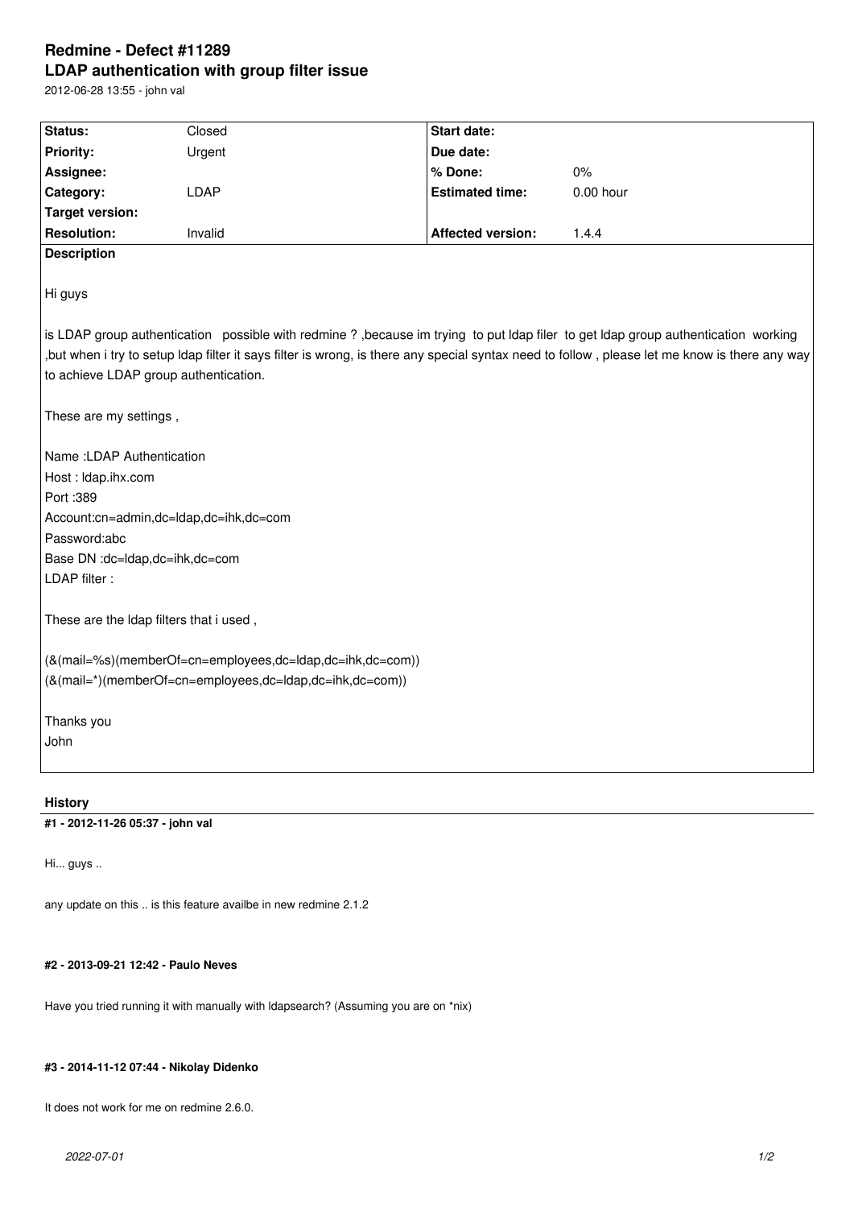# Redmine - Defect #11289
## LDAP authentication with group filter issue

2012-06-28 13:55 - john val

| Status: | Closed | Start date: | |
|---|---|---|---|
| Priority: | Urgent | Due date: | |
| Assignee: | | % Done: | 0% |
| Category: | LDAP | Estimated time: | 0.00 hour |
| Target version: | | | |
| Resolution: | Invalid | Affected version: | 1.4.4 |

**Description**

Hi guys

is LDAP group authentication possible with redmine ? ,because im trying to put ldap filer to get ldap group authentication working ,but when i try to setup ldap filter it says filter is wrong, is there any special syntax need to follow , please let me know is there any way to achieve LDAP group authentication.

These are my settings ,

Name :LDAP Authentication
Host : ldap.ihx.com
Port :389
Account:cn=admin,dc=ldap,dc=ihk,dc=com
Password:abc
Base DN :dc=ldap,dc=ihk,dc=com
LDAP filter :

These are the ldap filters that i used ,

(&(mail=%s)(memberOf=cn=employees,dc=ldap,dc=ihk,dc=com))
(&(mail=*)(memberOf=cn=employees,dc=ldap,dc=ihk,dc=com))

Thanks you
John

## History

#### #1 - 2012-11-26 05:37 - john val

Hi... guys ..

any update on this .. is this feature availbe in new redmine 2.1.2

#### #2 - 2013-09-21 12:42 - Paulo Neves

Have you tried running it with manually with ldapsearch? (Assuming you are on *nix)

#### #3 - 2014-11-12 07:44 - Nikolay Didenko

It does not work for me on redmine 2.6.0.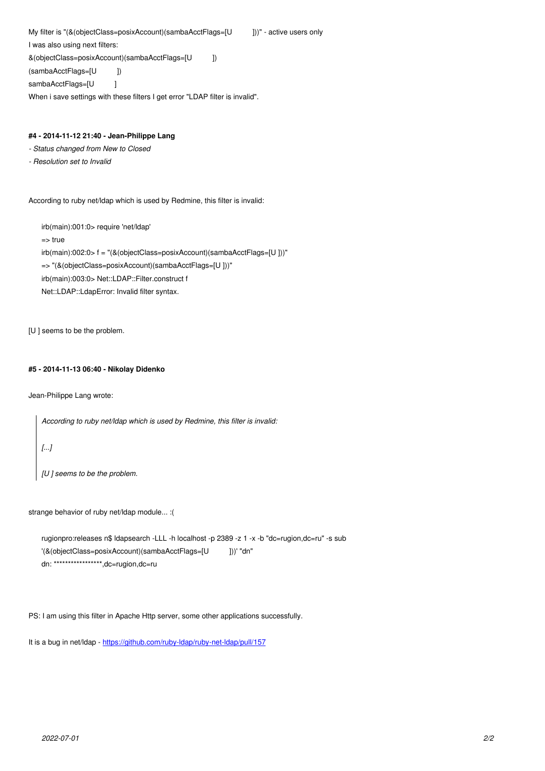My filter is "(&(objectClass=posixAccount)(sambaAcctFlags=[U          ]))" - active users only

I was also using next filters:

&(objectClass=posixAccount)(sambaAcctFlags=[U          ])

(sambaAcctFlags=[U          ])

sambaAcctFlags=[U          ]

When i save settings with these filters I get error "LDAP filter is invalid".

#### #4 - 2014-11-12 21:40 - Jean-Philippe Lang

- *Status changed from New to Closed*
- *Resolution set to Invalid*

According to ruby net/ldap which is used by Redmine, this filter is invalid:

```
irb(main):001:0> require 'net/ldap'
=> true
irb(main):002:0> f = "(&(objectClass=posixAccount)(sambaAcctFlags=[U ]))"
=> "(&(objectClass=posixAccount)(sambaAcctFlags=[U ]))"
irb(main):003:0> Net::LDAP::Filter.construct f
Net::LDAP::LdapError: Invalid filter syntax.
```

[U ] seems to be the problem.

#### #5 - 2014-11-13 06:40 - Nikolay Didenko

Jean-Philippe Lang wrote:

> *According to ruby net/ldap which is used by Redmine, this filter is invalid:*
>
> *[...]*
>
> *[U ] seems to be the problem.*

strange behavior of ruby net/ldap module... :(

```
rugionpro:releases n$ ldapsearch -LLL -h localhost -p 2389 -z 1 -x -b "dc=rugion,dc=ru" -s sub
'(&(objectClass=posixAccount)(sambaAcctFlags=[U          ]))' "dn"
dn: *****************,dc=rugion,dc=ru
```

PS: I am using this filter in Apache Http server, some other applications successfully.

It is a bug in net/ldap - https://github.com/ruby-ldap/ruby-net-ldap/pull/157